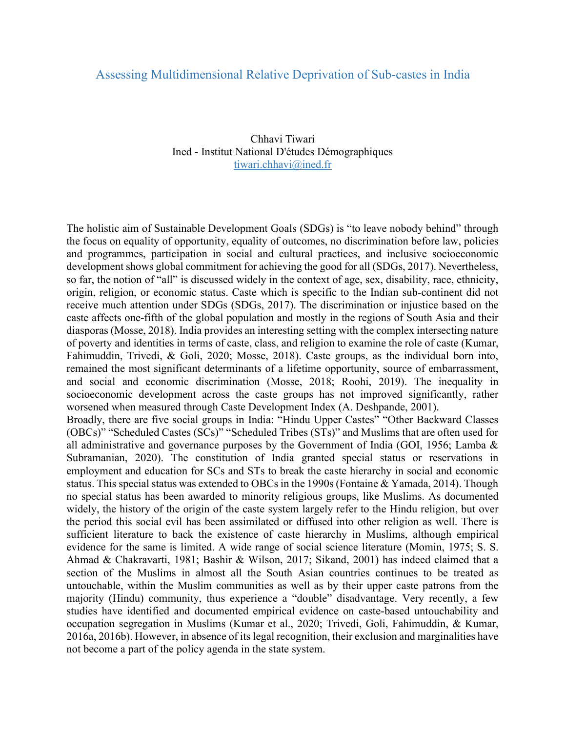# Assessing Multidimensional Relative Deprivation of Sub-castes in India

Chhavi Tiwari
Ined - Institut National D'études Démographiques
tiwari.chhavi@ined.fr

The holistic aim of Sustainable Development Goals (SDGs) is "to leave nobody behind" through the focus on equality of opportunity, equality of outcomes, no discrimination before law, policies and programmes, participation in social and cultural practices, and inclusive socioeconomic development shows global commitment for achieving the good for all (SDGs, 2017). Nevertheless, so far, the notion of "all" is discussed widely in the context of age, sex, disability, race, ethnicity, origin, religion, or economic status. Caste which is specific to the Indian sub-continent did not receive much attention under SDGs (SDGs, 2017). The discrimination or injustice based on the caste affects one-fifth of the global population and mostly in the regions of South Asia and their diasporas (Mosse, 2018). India provides an interesting setting with the complex intersecting nature of poverty and identities in terms of caste, class, and religion to examine the role of caste (Kumar, Fahimuddin, Trivedi, & Goli, 2020; Mosse, 2018). Caste groups, as the individual born into, remained the most significant determinants of a lifetime opportunity, source of embarrassment, and social and economic discrimination (Mosse, 2018; Roohi, 2019). The inequality in socioeconomic development across the caste groups has not improved significantly, rather worsened when measured through Caste Development Index (A. Deshpande, 2001).

Broadly, there are five social groups in India: "Hindu Upper Castes" "Other Backward Classes (OBCs)" "Scheduled Castes (SCs)" "Scheduled Tribes (STs)" and Muslims that are often used for all administrative and governance purposes by the Government of India (GOI, 1956; Lamba & Subramanian, 2020). The constitution of India granted special status or reservations in employment and education for SCs and STs to break the caste hierarchy in social and economic status. This special status was extended to OBCs in the 1990s (Fontaine & Yamada, 2014). Though no special status has been awarded to minority religious groups, like Muslims. As documented widely, the history of the origin of the caste system largely refer to the Hindu religion, but over the period this social evil has been assimilated or diffused into other religion as well. There is sufficient literature to back the existence of caste hierarchy in Muslims, although empirical evidence for the same is limited. A wide range of social science literature (Momin, 1975; S. S. Ahmad & Chakravarti, 1981; Bashir & Wilson, 2017; Sikand, 2001) has indeed claimed that a section of the Muslims in almost all the South Asian countries continues to be treated as untouchable, within the Muslim communities as well as by their upper caste patrons from the majority (Hindu) community, thus experience a "double" disadvantage. Very recently, a few studies have identified and documented empirical evidence on caste-based untouchability and occupation segregation in Muslims (Kumar et al., 2020; Trivedi, Goli, Fahimuddin, & Kumar, 2016a, 2016b). However, in absence of its legal recognition, their exclusion and marginalities have not become a part of the policy agenda in the state system.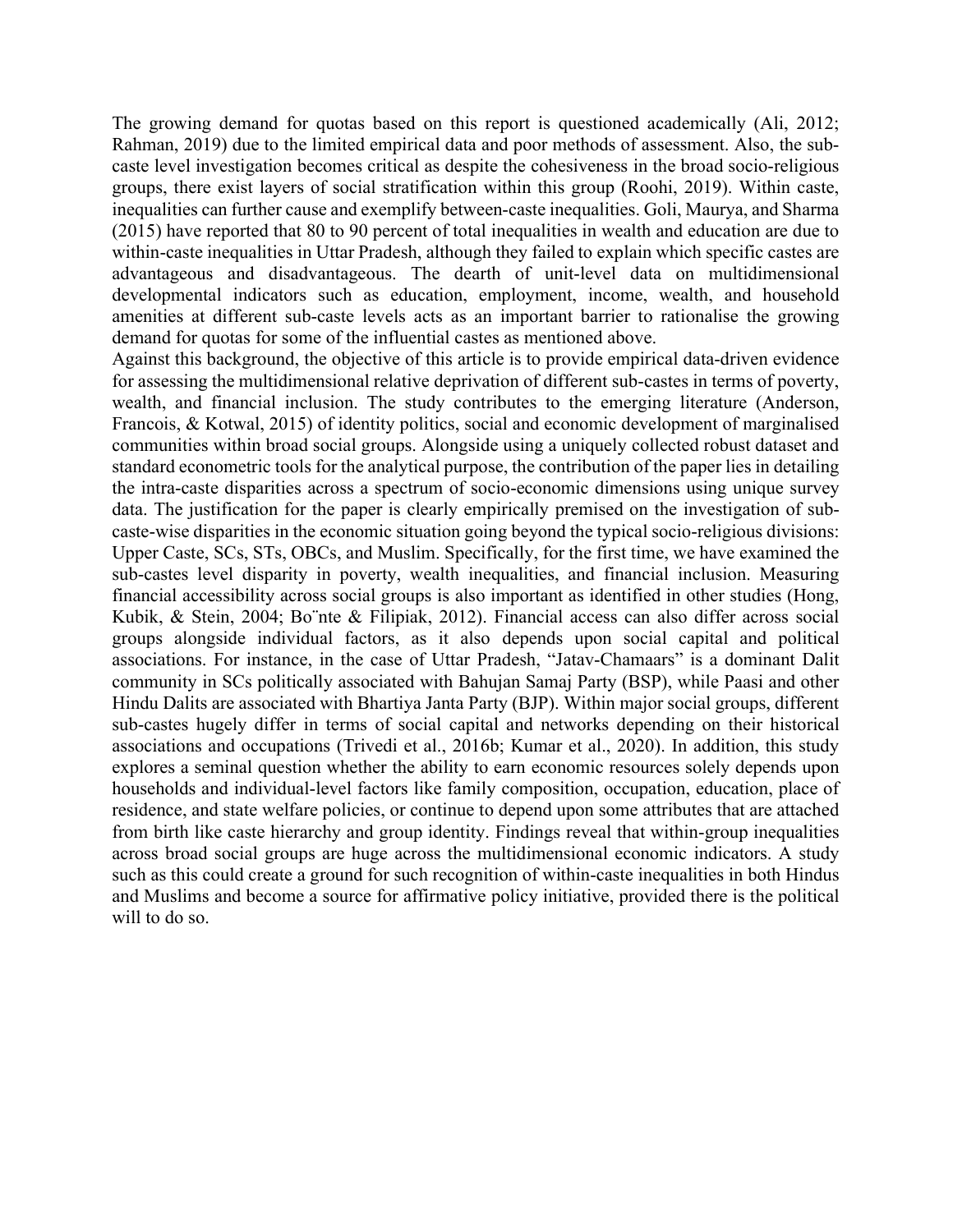The growing demand for quotas based on this report is questioned academically (Ali, 2012; Rahman, 2019) due to the limited empirical data and poor methods of assessment. Also, the sub-caste level investigation becomes critical as despite the cohesiveness in the broad socio-religious groups, there exist layers of social stratification within this group (Roohi, 2019). Within caste, inequalities can further cause and exemplify between-caste inequalities. Goli, Maurya, and Sharma (2015) have reported that 80 to 90 percent of total inequalities in wealth and education are due to within-caste inequalities in Uttar Pradesh, although they failed to explain which specific castes are advantageous and disadvantageous. The dearth of unit-level data on multidimensional developmental indicators such as education, employment, income, wealth, and household amenities at different sub-caste levels acts as an important barrier to rationalise the growing demand for quotas for some of the influential castes as mentioned above.

Against this background, the objective of this article is to provide empirical data-driven evidence for assessing the multidimensional relative deprivation of different sub-castes in terms of poverty, wealth, and financial inclusion. The study contributes to the emerging literature (Anderson, Francois, & Kotwal, 2015) of identity politics, social and economic development of marginalised communities within broad social groups. Alongside using a uniquely collected robust dataset and standard econometric tools for the analytical purpose, the contribution of the paper lies in detailing the intra-caste disparities across a spectrum of socio-economic dimensions using unique survey data. The justification for the paper is clearly empirically premised on the investigation of sub-caste-wise disparities in the economic situation going beyond the typical socio-religious divisions: Upper Caste, SCs, STs, OBCs, and Muslim. Specifically, for the first time, we have examined the sub-castes level disparity in poverty, wealth inequalities, and financial inclusion. Measuring financial accessibility across social groups is also important as identified in other studies (Hong, Kubik, & Stein, 2004; Bo¨nte & Filipiak, 2012). Financial access can also differ across social groups alongside individual factors, as it also depends upon social capital and political associations. For instance, in the case of Uttar Pradesh, "Jatav-Chamaars" is a dominant Dalit community in SCs politically associated with Bahujan Samaj Party (BSP), while Paasi and other Hindu Dalits are associated with Bhartiya Janta Party (BJP). Within major social groups, different sub-castes hugely differ in terms of social capital and networks depending on their historical associations and occupations (Trivedi et al., 2016b; Kumar et al., 2020). In addition, this study explores a seminal question whether the ability to earn economic resources solely depends upon households and individual-level factors like family composition, occupation, education, place of residence, and state welfare policies, or continue to depend upon some attributes that are attached from birth like caste hierarchy and group identity. Findings reveal that within-group inequalities across broad social groups are huge across the multidimensional economic indicators. A study such as this could create a ground for such recognition of within-caste inequalities in both Hindus and Muslims and become a source for affirmative policy initiative, provided there is the political will to do so.